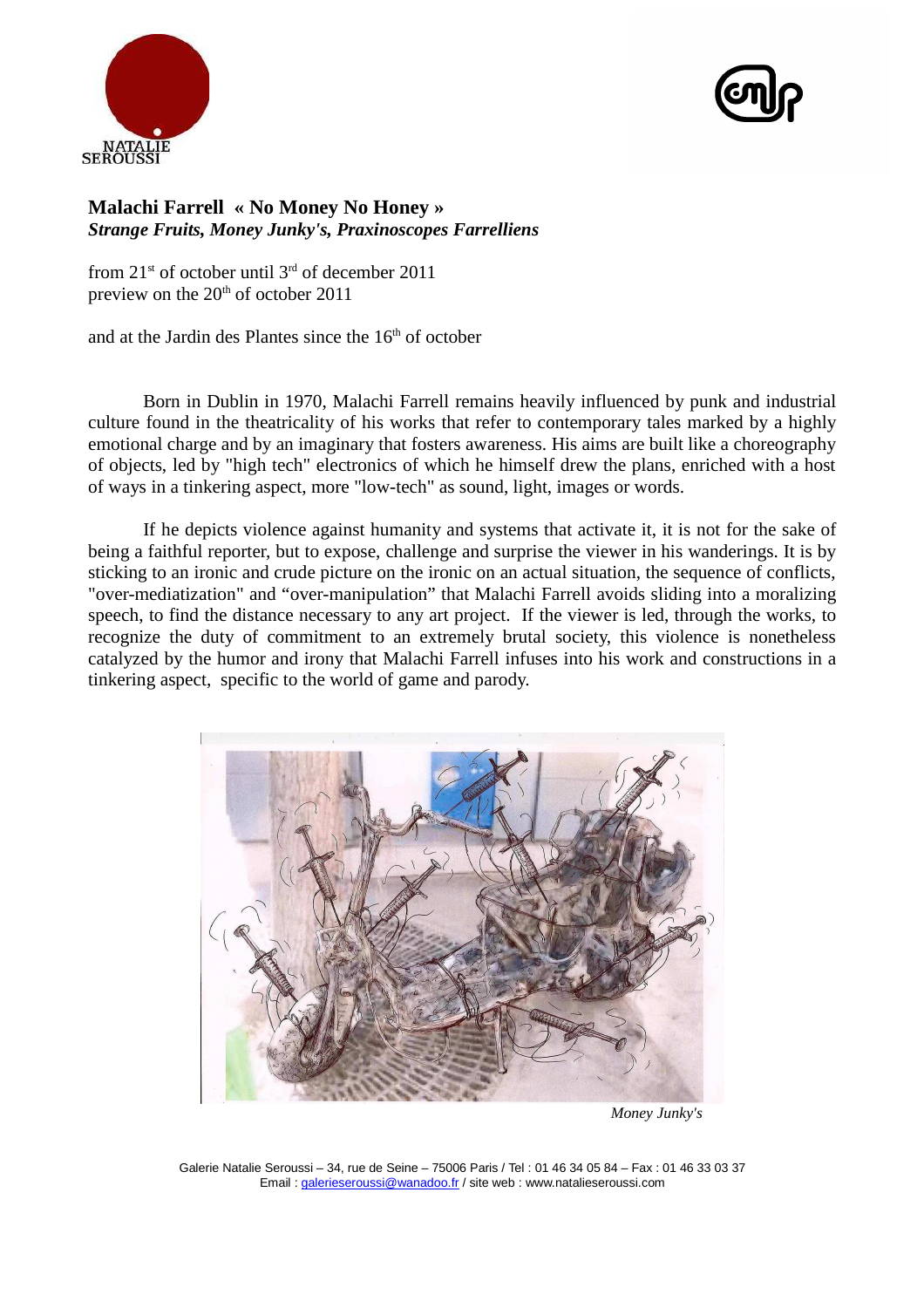NATALIE SEROUSSI

**Malachi Farrell « No Money No Honey »**
***Strange Fruits, Money Junky's, Praxinoscopes Farrelliens***

from 21st of october until 3rd of december 2011
preview on the 20th of october 2011

and at the Jardin des Plantes since the 16th of october

Born in Dublin in 1970, Malachi Farrell remains heavily influenced by punk and industrial culture found in the theatricality of his works that refer to contemporary tales marked by a highly emotional charge and by an imaginary that fosters awareness. His aims are built like a choreography of objects, led by "high tech" electronics of which he himself drew the plans, enriched with a host of ways in a tinkering aspect, more "low-tech" as sound, light, images or words.

If he depicts violence against humanity and systems that activate it, it is not for the sake of being a faithful reporter, but to expose, challenge and surprise the viewer in his wanderings. It is by sticking to an ironic and crude picture on the ironic on an actual situation, the sequence of conflicts, "over-mediatization" and "over-manipulation" that Malachi Farrell avoids sliding into a moralizing speech, to find the distance necessary to any art project. If the viewer is led, through the works, to recognize the duty of commitment to an extremely brutal society, this violence is nonetheless catalyzed by the humor and irony that Malachi Farrell infuses into his work and constructions in a tinkering aspect, specific to the world of game and parody.

*Money Junky's*

Galerie Natalie Seroussi – 34, rue de Seine – 75006 Paris / Tel : 01 46 34 05 84 – Fax : 01 46 33 03 37
Email : galerieseroussi@wanadoo.fr / site web : www.natalieseroussi.com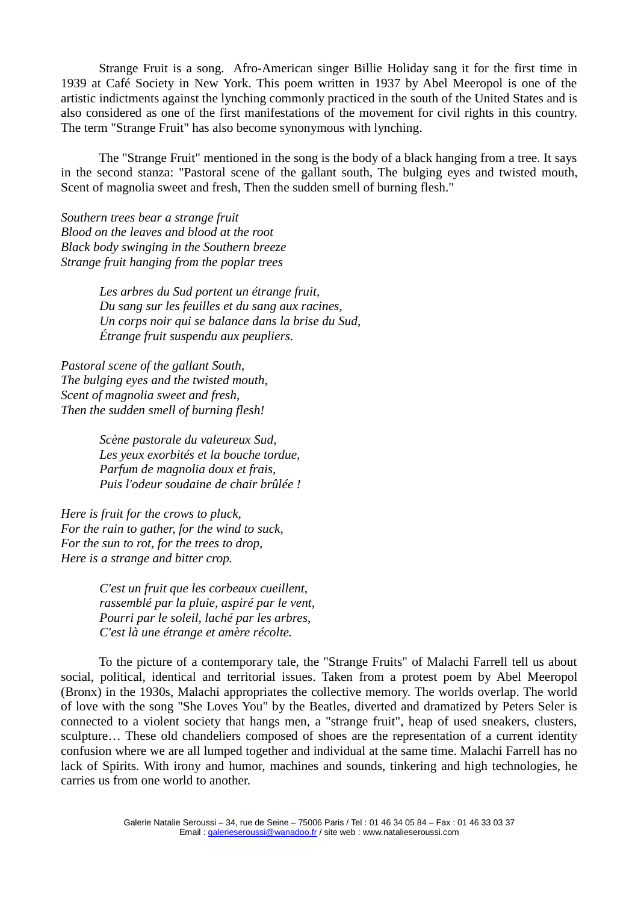Strange Fruit is a song. Afro-American singer Billie Holiday sang it for the first time in 1939 at Café Society in New York. This poem written in 1937 by Abel Meeropol is one of the artistic indictments against the lynching commonly practiced in the south of the United States and is also considered as one of the first manifestations of the movement for civil rights in this country. The term "Strange Fruit" has also become synonymous with lynching.

The "Strange Fruit" mentioned in the song is the body of a black hanging from a tree. It says in the second stanza: "Pastoral scene of the gallant south, The bulging eyes and twisted mouth, Scent of magnolia sweet and fresh, Then the sudden smell of burning flesh."

*Southern trees bear a strange fruit*
*Blood on the leaves and blood at the root*
*Black body swinging in the Southern breeze*
*Strange fruit hanging from the poplar trees*

> *Les arbres du Sud portent un étrange fruit,*
> *Du sang sur les feuilles et du sang aux racines,*
> *Un corps noir qui se balance dans la brise du Sud,*
> *Étrange fruit suspendu aux peupliers.*

*Pastoral scene of the gallant South,*
*The bulging eyes and the twisted mouth,*
*Scent of magnolia sweet and fresh,*
*Then the sudden smell of burning flesh!*

> *Scène pastorale du valeureux Sud,*
> *Les yeux exorbités et la bouche tordue,*
> *Parfum de magnolia doux et frais,*
> *Puis l'odeur soudaine de chair brûlée !*

*Here is fruit for the crows to pluck,*
*For the rain to gather, for the wind to suck,*
*For the sun to rot, for the trees to drop,*
*Here is a strange and bitter crop.*

> *C'est un fruit que les corbeaux cueillent,*
> *rassemblé par la pluie, aspiré par le vent,*
> *Pourri par le soleil, laché par les arbres,*
> *C'est là une étrange et amère récolte.*

To the picture of a contemporary tale, the "Strange Fruits" of Malachi Farrell tell us about social, political, identical and territorial issues. Taken from a protest poem by Abel Meeropol (Bronx) in the 1930s, Malachi appropriates the collective memory. The worlds overlap. The world of love with the song "She Loves You" by the Beatles, diverted and dramatized by Peters Seler is connected to a violent society that hangs men, a "strange fruit", heap of used sneakers, clusters, sculpture… These old chandeliers composed of shoes are the representation of a current identity confusion where we are all lumped together and individual at the same time. Malachi Farrell has no lack of Spirits. With irony and humor, machines and sounds, tinkering and high technologies, he carries us from one world to another.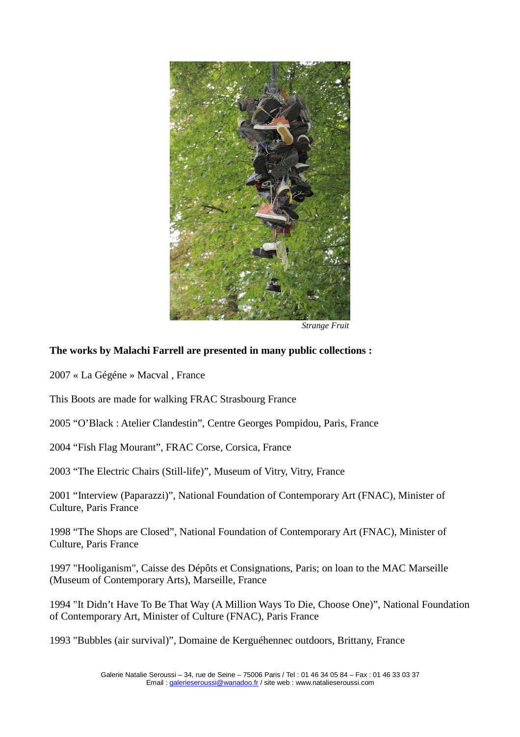*Strange Fruit*

**The works by Malachi Farrell are presented in many public collections :**

2007 « La Gégéne » Macval , France

This Boots are made for walking FRAC Strasbourg France

2005 “O’Black : Atelier Clandestin”, Centre Georges Pompidou, Paris, France

2004 “Fish Flag Mourant”, FRAC Corse, Corsica, France

2003 “The Electric Chairs (Still-life)”, Museum of Vitry, Vitry, France

2001 “Interview (Paparazzi)”, National Foundation of Contemporary Art (FNAC), Minister of Culture, Paris France

1998 “The Shops are Closed”, National Foundation of Contemporary Art (FNAC), Minister of Culture, Paris France

1997 "Hooliganism", Caisse des Dépôts et Consignations, Paris; on loan to the MAC Marseille (Museum of Contemporary Arts), Marseille, France

1994 "It Didn’t Have To Be That Way (A Million Ways To Die, Choose One)”, National Foundation of Contemporary Art, Minister of Culture (FNAC), Paris France

1993 "Bubbles (air survival)", Domaine de Kerguéhennec outdoors, Brittany, France

Galerie Natalie Seroussi – 34, rue de Seine – 75006 Paris / Tel : 01 46 34 05 84 – Fax : 01 46 33 03 37
Email : galerieseroussi@wanadoo.fr / site web : www.natalieseroussi.com